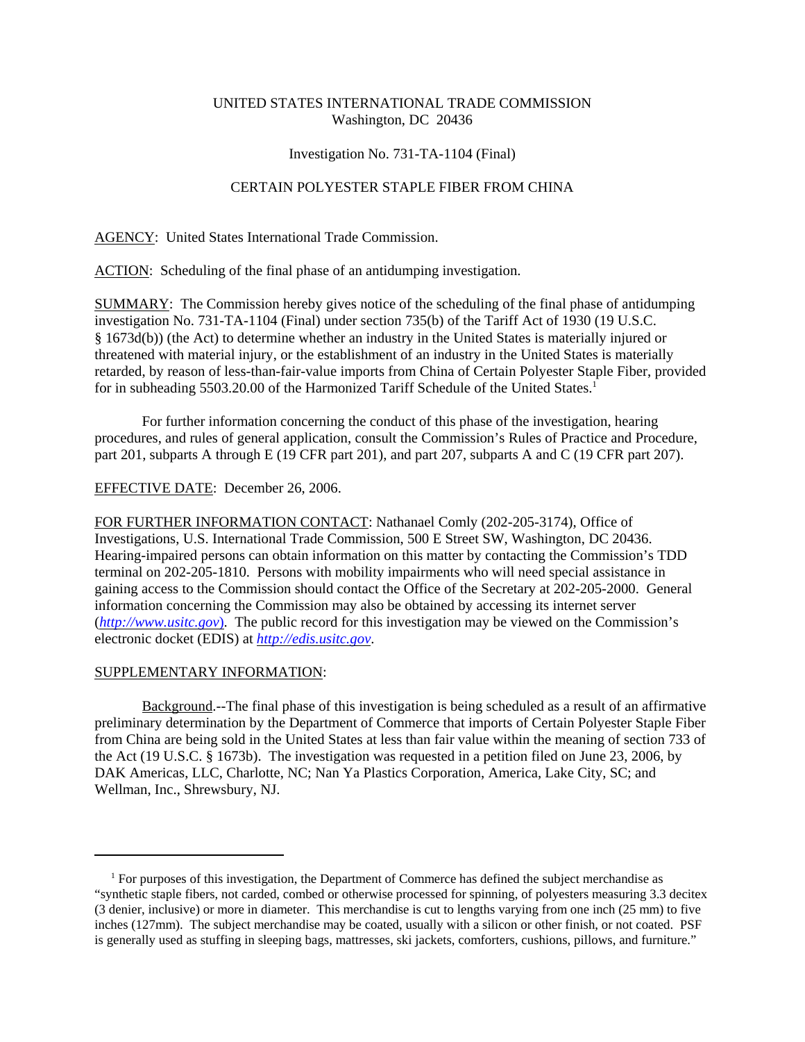UNITED STATES INTERNATIONAL TRADE COMMISSION
Washington, DC 20436

Investigation No. 731-TA-1104 (Final)

CERTAIN POLYESTER STAPLE FIBER FROM CHINA

AGENCY: United States International Trade Commission.

ACTION: Scheduling of the final phase of an antidumping investigation.

SUMMARY: The Commission hereby gives notice of the scheduling of the final phase of antidumping investigation No. 731-TA-1104 (Final) under section 735(b) of the Tariff Act of 1930 (19 U.S.C. § 1673d(b)) (the Act) to determine whether an industry in the United States is materially injured or threatened with material injury, or the establishment of an industry in the United States is materially retarded, by reason of less-than-fair-value imports from China of Certain Polyester Staple Fiber, provided for in subheading 5503.20.00 of the Harmonized Tariff Schedule of the United States.[1]

For further information concerning the conduct of this phase of the investigation, hearing procedures, and rules of general application, consult the Commission's Rules of Practice and Procedure, part 201, subparts A through E (19 CFR part 201), and part 207, subparts A and C (19 CFR part 207).

EFFECTIVE DATE: December 26, 2006.

FOR FURTHER INFORMATION CONTACT: Nathanael Comly (202-205-3174), Office of Investigations, U.S. International Trade Commission, 500 E Street SW, Washington, DC 20436. Hearing-impaired persons can obtain information on this matter by contacting the Commission's TDD terminal on 202-205-1810. Persons with mobility impairments who will need special assistance in gaining access to the Commission should contact the Office of the Secretary at 202-205-2000. General information concerning the Commission may also be obtained by accessing its internet server (*http://www.usitc.gov*). The public record for this investigation may be viewed on the Commission's electronic docket (EDIS) at *http://edis.usitc.gov*.

SUPPLEMENTARY INFORMATION:

Background.--The final phase of this investigation is being scheduled as a result of an affirmative preliminary determination by the Department of Commerce that imports of Certain Polyester Staple Fiber from China are being sold in the United States at less than fair value within the meaning of section 733 of the Act (19 U.S.C. § 1673b). The investigation was requested in a petition filed on June 23, 2006, by DAK Americas, LLC, Charlotte, NC; Nan Ya Plastics Corporation, America, Lake City, SC; and Wellman, Inc., Shrewsbury, NJ.

---

[1] For purposes of this investigation, the Department of Commerce has defined the subject merchandise as "synthetic staple fibers, not carded, combed or otherwise processed for spinning, of polyesters measuring 3.3 decitex (3 denier, inclusive) or more in diameter. This merchandise is cut to lengths varying from one inch (25 mm) to five inches (127mm). The subject merchandise may be coated, usually with a silicon or other finish, or not coated. PSF is generally used as stuffing in sleeping bags, mattresses, ski jackets, comforters, cushions, pillows, and furniture."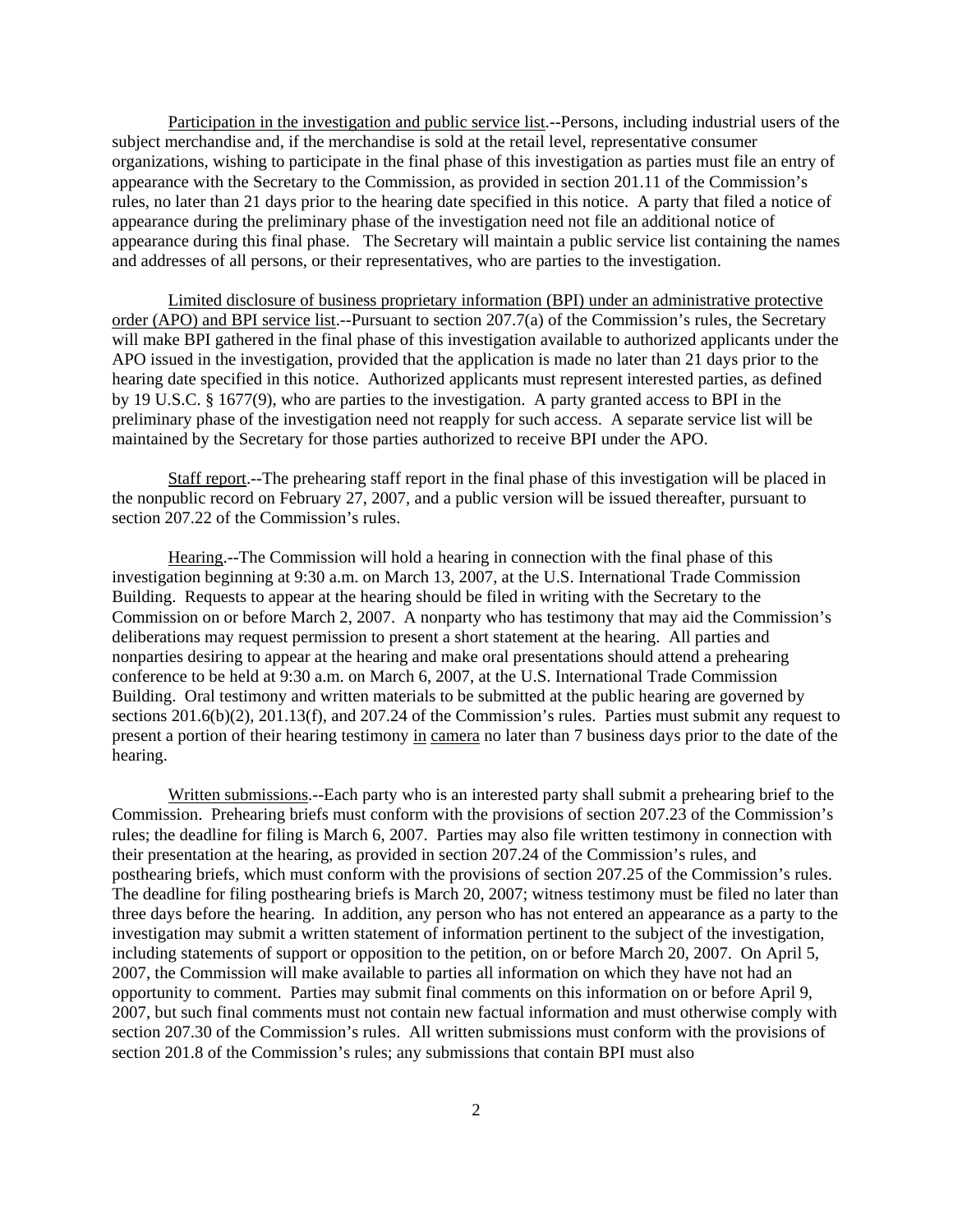Participation in the investigation and public service list.--Persons, including industrial users of the subject merchandise and, if the merchandise is sold at the retail level, representative consumer organizations, wishing to participate in the final phase of this investigation as parties must file an entry of appearance with the Secretary to the Commission, as provided in section 201.11 of the Commission's rules, no later than 21 days prior to the hearing date specified in this notice. A party that filed a notice of appearance during the preliminary phase of the investigation need not file an additional notice of appearance during this final phase. The Secretary will maintain a public service list containing the names and addresses of all persons, or their representatives, who are parties to the investigation.

Limited disclosure of business proprietary information (BPI) under an administrative protective order (APO) and BPI service list.--Pursuant to section 207.7(a) of the Commission's rules, the Secretary will make BPI gathered in the final phase of this investigation available to authorized applicants under the APO issued in the investigation, provided that the application is made no later than 21 days prior to the hearing date specified in this notice. Authorized applicants must represent interested parties, as defined by 19 U.S.C. § 1677(9), who are parties to the investigation. A party granted access to BPI in the preliminary phase of the investigation need not reapply for such access. A separate service list will be maintained by the Secretary for those parties authorized to receive BPI under the APO.

Staff report.--The prehearing staff report in the final phase of this investigation will be placed in the nonpublic record on February 27, 2007, and a public version will be issued thereafter, pursuant to section 207.22 of the Commission's rules.

Hearing.--The Commission will hold a hearing in connection with the final phase of this investigation beginning at 9:30 a.m. on March 13, 2007, at the U.S. International Trade Commission Building. Requests to appear at the hearing should be filed in writing with the Secretary to the Commission on or before March 2, 2007. A nonparty who has testimony that may aid the Commission's deliberations may request permission to present a short statement at the hearing. All parties and nonparties desiring to appear at the hearing and make oral presentations should attend a prehearing conference to be held at 9:30 a.m. on March 6, 2007, at the U.S. International Trade Commission Building. Oral testimony and written materials to be submitted at the public hearing are governed by sections 201.6(b)(2), 201.13(f), and 207.24 of the Commission's rules. Parties must submit any request to present a portion of their hearing testimony in camera no later than 7 business days prior to the date of the hearing.

Written submissions.--Each party who is an interested party shall submit a prehearing brief to the Commission. Prehearing briefs must conform with the provisions of section 207.23 of the Commission's rules; the deadline for filing is March 6, 2007. Parties may also file written testimony in connection with their presentation at the hearing, as provided in section 207.24 of the Commission's rules, and posthearing briefs, which must conform with the provisions of section 207.25 of the Commission's rules. The deadline for filing posthearing briefs is March 20, 2007; witness testimony must be filed no later than three days before the hearing. In addition, any person who has not entered an appearance as a party to the investigation may submit a written statement of information pertinent to the subject of the investigation, including statements of support or opposition to the petition, on or before March 20, 2007. On April 5, 2007, the Commission will make available to parties all information on which they have not had an opportunity to comment. Parties may submit final comments on this information on or before April 9, 2007, but such final comments must not contain new factual information and must otherwise comply with section 207.30 of the Commission's rules. All written submissions must conform with the provisions of section 201.8 of the Commission's rules; any submissions that contain BPI must also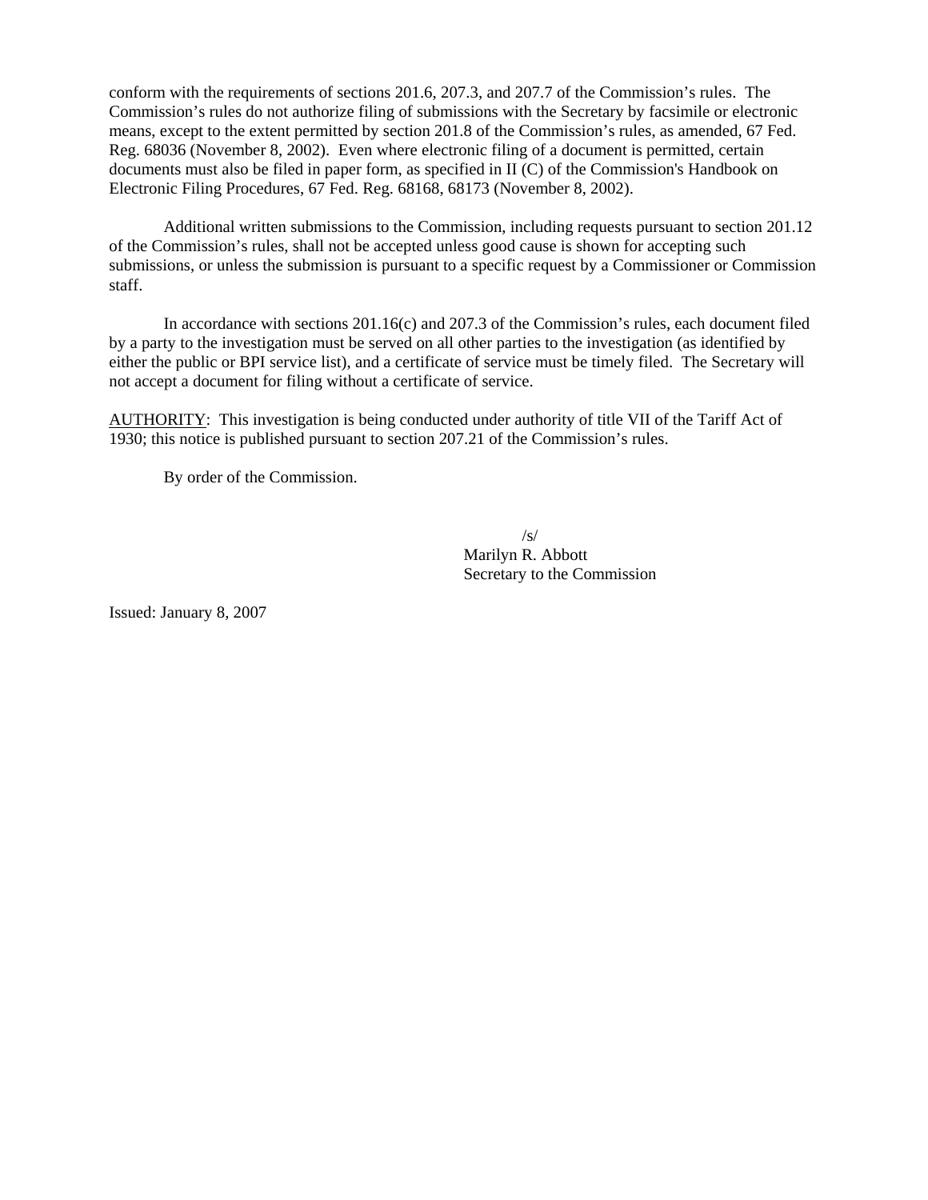conform with the requirements of sections 201.6, 207.3, and 207.7 of the Commission's rules. The Commission's rules do not authorize filing of submissions with the Secretary by facsimile or electronic means, except to the extent permitted by section 201.8 of the Commission's rules, as amended, 67 Fed. Reg. 68036 (November 8, 2002). Even where electronic filing of a document is permitted, certain documents must also be filed in paper form, as specified in II (C) of the Commission's Handbook on Electronic Filing Procedures, 67 Fed. Reg. 68168, 68173 (November 8, 2002).

Additional written submissions to the Commission, including requests pursuant to section 201.12 of the Commission's rules, shall not be accepted unless good cause is shown for accepting such submissions, or unless the submission is pursuant to a specific request by a Commissioner or Commission staff.

In accordance with sections 201.16(c) and 207.3 of the Commission's rules, each document filed by a party to the investigation must be served on all other parties to the investigation (as identified by either the public or BPI service list), and a certificate of service must be timely filed. The Secretary will not accept a document for filing without a certificate of service.

AUTHORITY: This investigation is being conducted under authority of title VII of the Tariff Act of 1930; this notice is published pursuant to section 207.21 of the Commission's rules.

By order of the Commission.

/s/
Marilyn R. Abbott
Secretary to the Commission

Issued: January 8, 2007